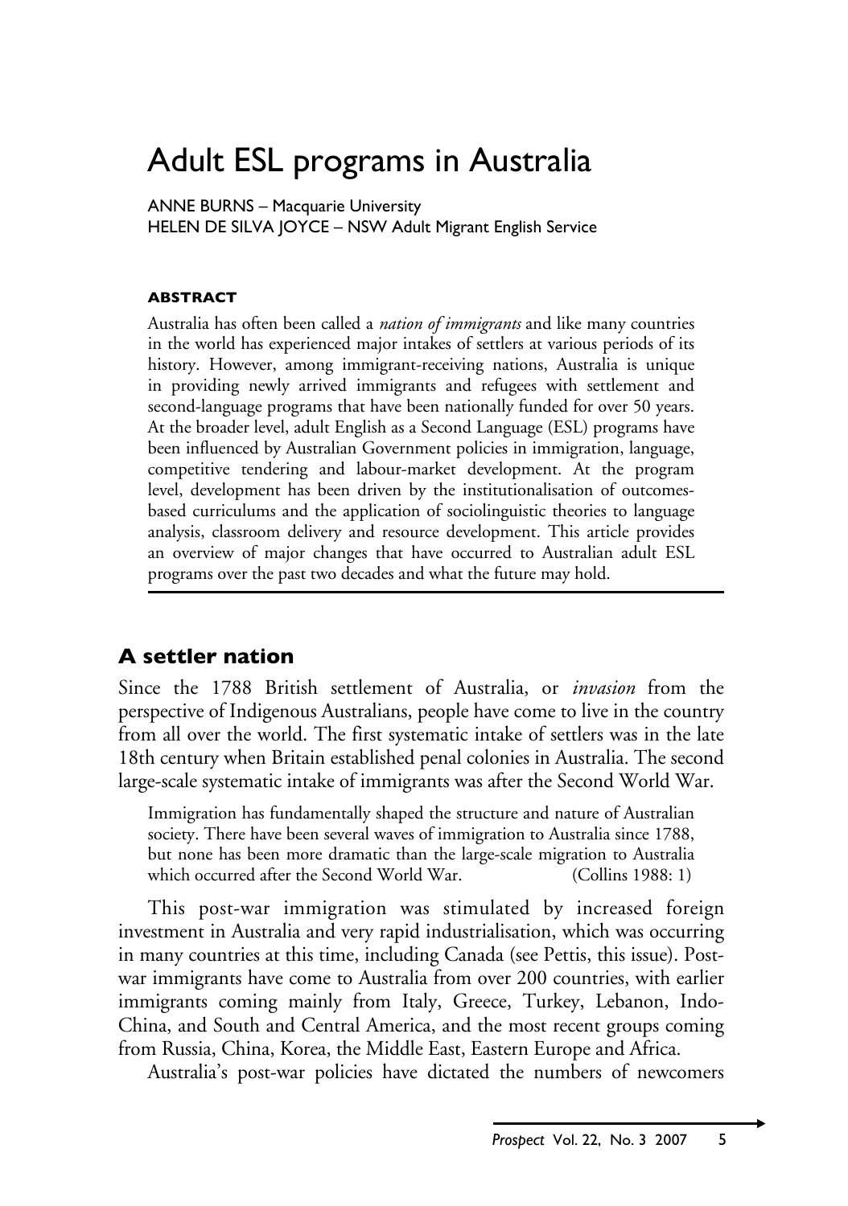# Adult ESL programs in Australia

ANNE BURNS – Macquarie University
HELEN DE SILVA JOYCE – NSW Adult Migrant English Service

#### ABSTRACT

Australia has often been called a *nation of immigrants* and like many countries in the world has experienced major intakes of settlers at various periods of its history. However, among immigrant-receiving nations, Australia is unique in providing newly arrived immigrants and refugees with settlement and second-language programs that have been nationally funded for over 50 years. At the broader level, adult English as a Second Language (ESL) programs have been influenced by Australian Government policies in immigration, language, competitive tendering and labour-market development. At the program level, development has been driven by the institutionalisation of outcomes-based curriculums and the application of sociolinguistic theories to language analysis, classroom delivery and resource development. This article provides an overview of major changes that have occurred to Australian adult ESL programs over the past two decades and what the future may hold.

## A settler nation

Since the 1788 British settlement of Australia, or *invasion* from the perspective of Indigenous Australians, people have come to live in the country from all over the world. The first systematic intake of settlers was in the late 18th century when Britain established penal colonies in Australia. The second large-scale systematic intake of immigrants was after the Second World War.

> Immigration has fundamentally shaped the structure and nature of Australian society. There have been several waves of immigration to Australia since 1788, but none has been more dramatic than the large-scale migration to Australia which occurred after the Second World War. (Collins 1988: 1)

This post-war immigration was stimulated by increased foreign investment in Australia and very rapid industrialisation, which was occurring in many countries at this time, including Canada (see Pettis, this issue). Post-war immigrants have come to Australia from over 200 countries, with earlier immigrants coming mainly from Italy, Greece, Turkey, Lebanon, Indo-China, and South and Central America, and the most recent groups coming from Russia, China, Korea, the Middle East, Eastern Europe and Africa.

Australia's post-war policies have dictated the numbers of newcomers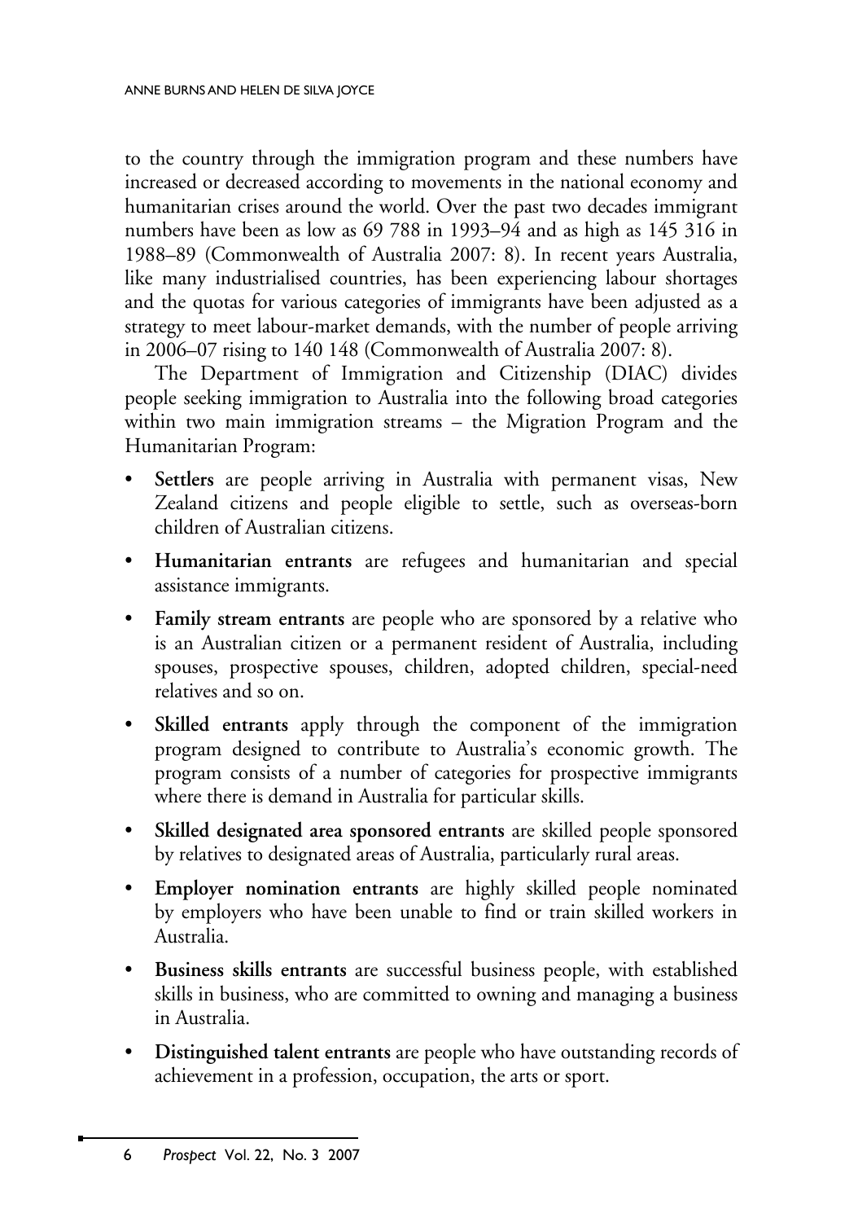to the country through the immigration program and these numbers have increased or decreased according to movements in the national economy and humanitarian crises around the world. Over the past two decades immigrant numbers have been as low as 69 788 in 1993–94 and as high as 145 316 in 1988–89 (Commonwealth of Australia 2007: 8). In recent years Australia, like many industrialised countries, has been experiencing labour shortages and the quotas for various categories of immigrants have been adjusted as a strategy to meet labour-market demands, with the number of people arriving in 2006–07 rising to 140 148 (Commonwealth of Australia 2007: 8).

The Department of Immigration and Citizenship (DIAC) divides people seeking immigration to Australia into the following broad categories within two main immigration streams – the Migration Program and the Humanitarian Program:

- **Settlers** are people arriving in Australia with permanent visas, New Zealand citizens and people eligible to settle, such as overseas-born children of Australian citizens.
- **Humanitarian entrants** are refugees and humanitarian and special assistance immigrants.
- **Family stream entrants** are people who are sponsored by a relative who is an Australian citizen or a permanent resident of Australia, including spouses, prospective spouses, children, adopted children, special-need relatives and so on.
- **Skilled entrants** apply through the component of the immigration program designed to contribute to Australia's economic growth. The program consists of a number of categories for prospective immigrants where there is demand in Australia for particular skills.
- **Skilled designated area sponsored entrants** are skilled people sponsored by relatives to designated areas of Australia, particularly rural areas.
- **Employer nomination entrants** are highly skilled people nominated by employers who have been unable to find or train skilled workers in Australia.
- **Business skills entrants** are successful business people, with established skills in business, who are committed to owning and managing a business in Australia.
- **Distinguished talent entrants** are people who have outstanding records of achievement in a profession, occupation, the arts or sport.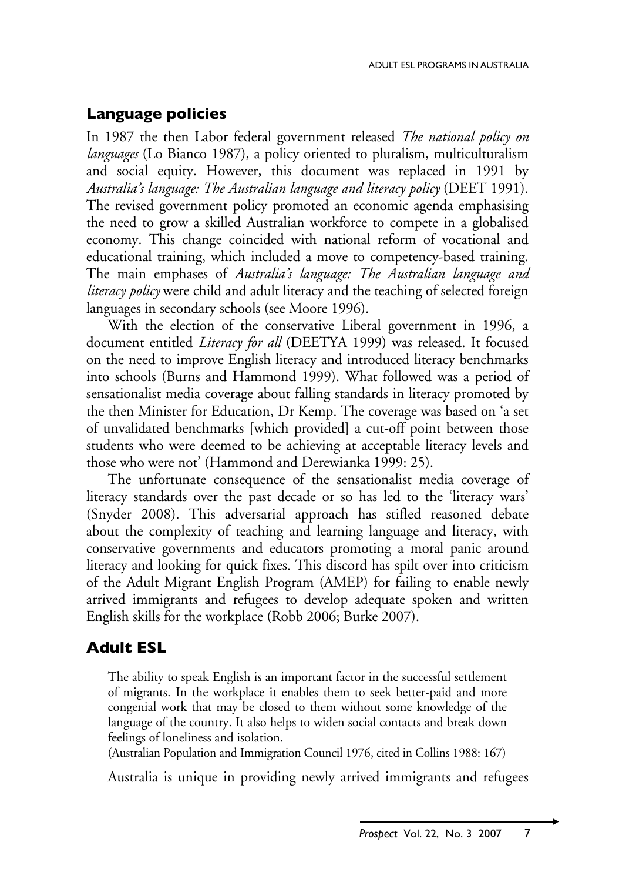## Language policies

In 1987 the then Labor federal government released *The national policy on languages* (Lo Bianco 1987), a policy oriented to pluralism, multiculturalism and social equity. However, this document was replaced in 1991 by *Australia's language: The Australian language and literacy policy* (DEET 1991). The revised government policy promoted an economic agenda emphasising the need to grow a skilled Australian workforce to compete in a globalised economy. This change coincided with national reform of vocational and educational training, which included a move to competency-based training. The main emphases of *Australia's language: The Australian language and literacy policy* were child and adult literacy and the teaching of selected foreign languages in secondary schools (see Moore 1996).

With the election of the conservative Liberal government in 1996, a document entitled *Literacy for all* (DEETYA 1999) was released. It focused on the need to improve English literacy and introduced literacy benchmarks into schools (Burns and Hammond 1999). What followed was a period of sensationalist media coverage about falling standards in literacy promoted by the then Minister for Education, Dr Kemp. The coverage was based on 'a set of unvalidated benchmarks [which provided] a cut-off point between those students who were deemed to be achieving at acceptable literacy levels and those who were not' (Hammond and Derewianka 1999: 25).

The unfortunate consequence of the sensationalist media coverage of literacy standards over the past decade or so has led to the 'literacy wars' (Snyder 2008). This adversarial approach has stifled reasoned debate about the complexity of teaching and learning language and literacy, with conservative governments and educators promoting a moral panic around literacy and looking for quick fixes. This discord has spilt over into criticism of the Adult Migrant English Program (AMEP) for failing to enable newly arrived immigrants and refugees to develop adequate spoken and written English skills for the workplace (Robb 2006; Burke 2007).

## Adult ESL

> The ability to speak English is an important factor in the successful settlement of migrants. In the workplace it enables them to seek better-paid and more congenial work that may be closed to them without some knowledge of the language of the country. It also helps to widen social contacts and break down feelings of loneliness and isolation.
> (Australian Population and Immigration Council 1976, cited in Collins 1988: 167)

Australia is unique in providing newly arrived immigrants and refugees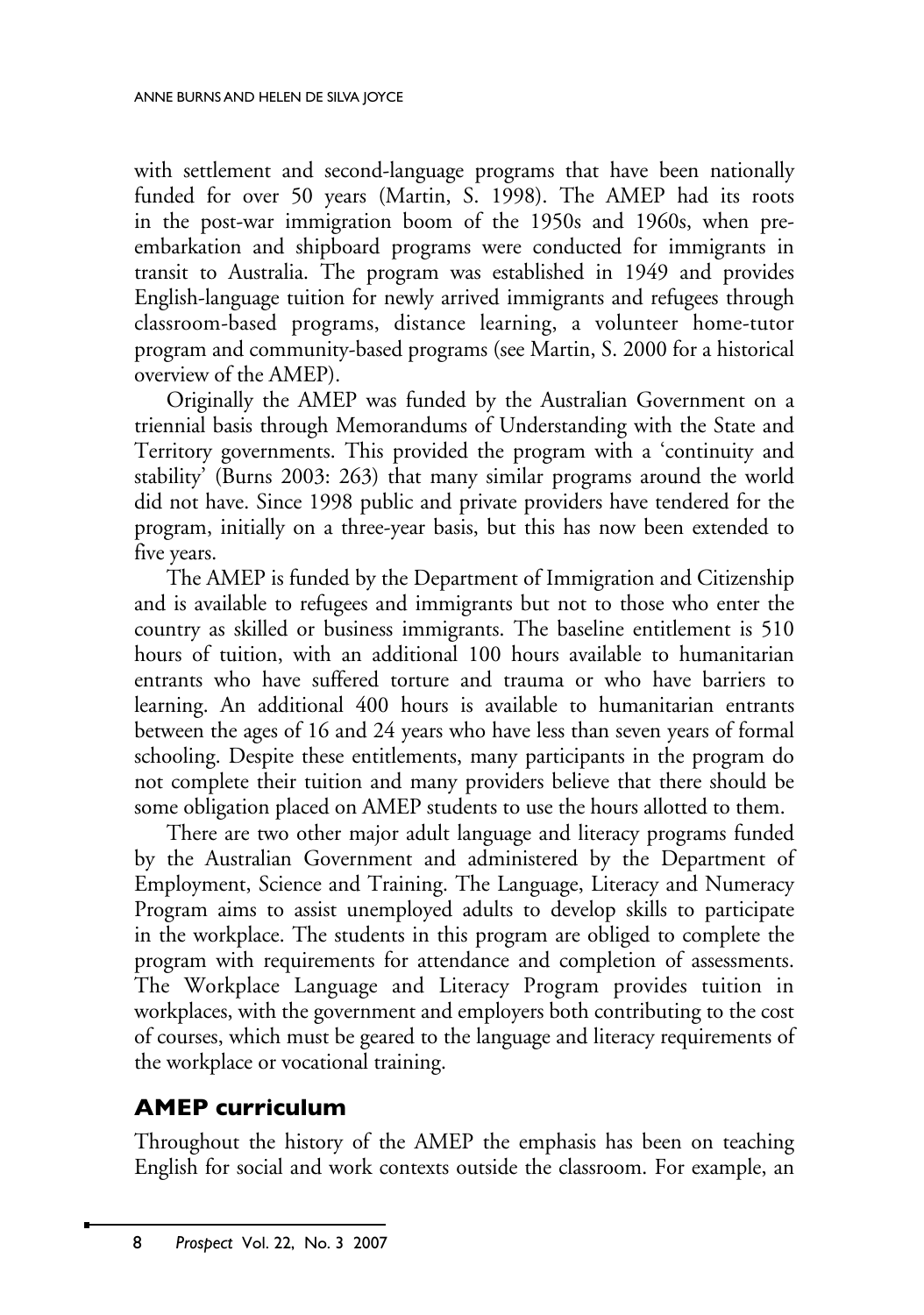with settlement and second-language programs that have been nationally funded for over 50 years (Martin, S. 1998). The AMEP had its roots in the post-war immigration boom of the 1950s and 1960s, when pre-embarkation and shipboard programs were conducted for immigrants in transit to Australia. The program was established in 1949 and provides English-language tuition for newly arrived immigrants and refugees through classroom-based programs, distance learning, a volunteer home-tutor program and community-based programs (see Martin, S. 2000 for a historical overview of the AMEP).

Originally the AMEP was funded by the Australian Government on a triennial basis through Memorandums of Understanding with the State and Territory governments. This provided the program with a 'continuity and stability' (Burns 2003: 263) that many similar programs around the world did not have. Since 1998 public and private providers have tendered for the program, initially on a three-year basis, but this has now been extended to five years.

The AMEP is funded by the Department of Immigration and Citizenship and is available to refugees and immigrants but not to those who enter the country as skilled or business immigrants. The baseline entitlement is 510 hours of tuition, with an additional 100 hours available to humanitarian entrants who have suffered torture and trauma or who have barriers to learning. An additional 400 hours is available to humanitarian entrants between the ages of 16 and 24 years who have less than seven years of formal schooling. Despite these entitlements, many participants in the program do not complete their tuition and many providers believe that there should be some obligation placed on AMEP students to use the hours allotted to them.

There are two other major adult language and literacy programs funded by the Australian Government and administered by the Department of Employment, Science and Training. The Language, Literacy and Numeracy Program aims to assist unemployed adults to develop skills to participate in the workplace. The students in this program are obliged to complete the program with requirements for attendance and completion of assessments. The Workplace Language and Literacy Program provides tuition in workplaces, with the government and employers both contributing to the cost of courses, which must be geared to the language and literacy requirements of the workplace or vocational training.

## AMEP curriculum

Throughout the history of the AMEP the emphasis has been on teaching English for social and work contexts outside the classroom. For example, an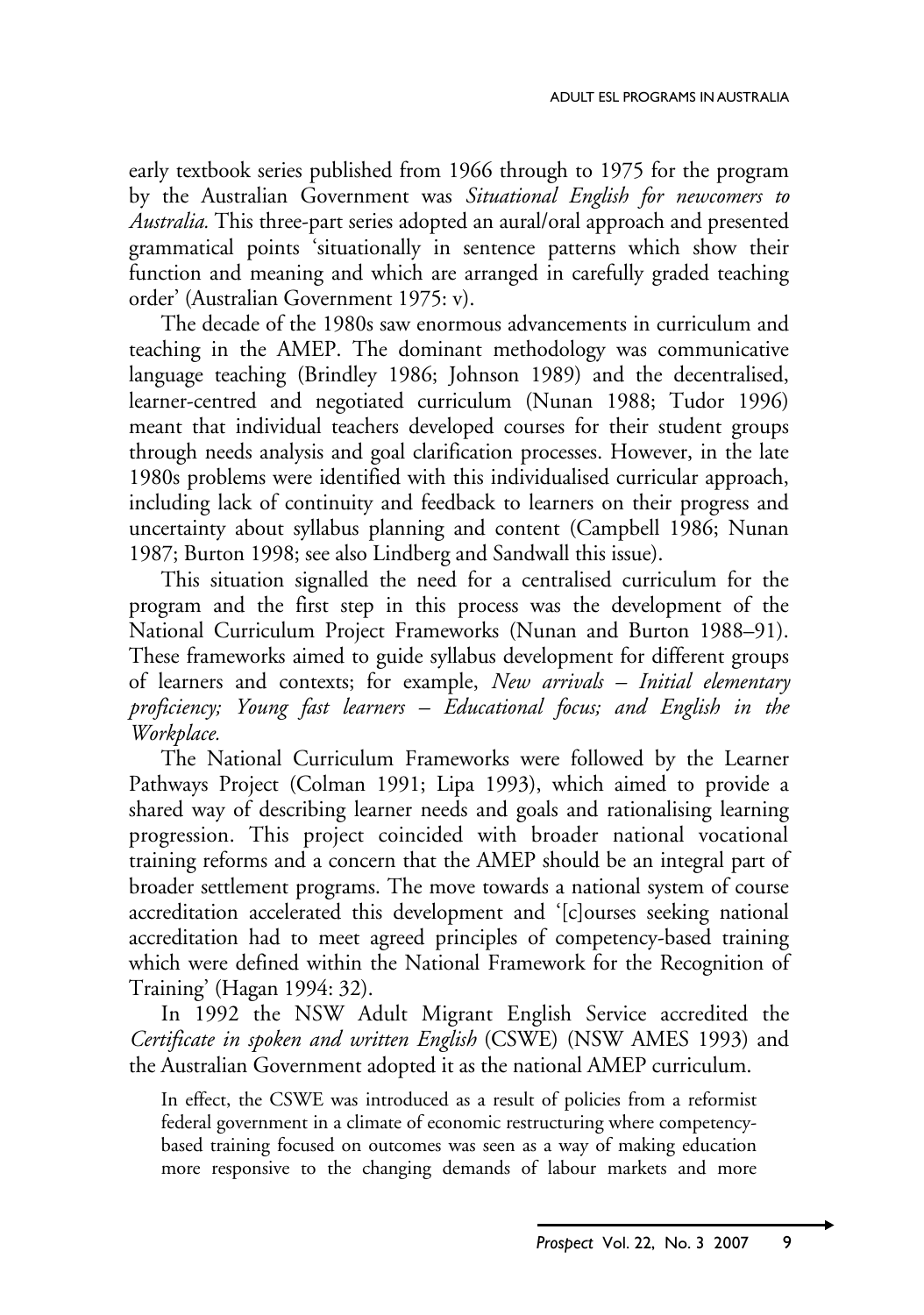early textbook series published from 1966 through to 1975 for the program by the Australian Government was *Situational English for newcomers to Australia.* This three-part series adopted an aural/oral approach and presented grammatical points 'situationally in sentence patterns which show their function and meaning and which are arranged in carefully graded teaching order' (Australian Government 1975: v).

The decade of the 1980s saw enormous advancements in curriculum and teaching in the AMEP. The dominant methodology was communicative language teaching (Brindley 1986; Johnson 1989) and the decentralised, learner-centred and negotiated curriculum (Nunan 1988; Tudor 1996) meant that individual teachers developed courses for their student groups through needs analysis and goal clarification processes. However, in the late 1980s problems were identified with this individualised curricular approach, including lack of continuity and feedback to learners on their progress and uncertainty about syllabus planning and content (Campbell 1986; Nunan 1987; Burton 1998; see also Lindberg and Sandwall this issue).

This situation signalled the need for a centralised curriculum for the program and the first step in this process was the development of the National Curriculum Project Frameworks (Nunan and Burton 1988–91). These frameworks aimed to guide syllabus development for different groups of learners and contexts; for example, *New arrivals – Initial elementary proficiency; Young fast learners – Educational focus; and English in the Workplace.*

The National Curriculum Frameworks were followed by the Learner Pathways Project (Colman 1991; Lipa 1993), which aimed to provide a shared way of describing learner needs and goals and rationalising learning progression. This project coincided with broader national vocational training reforms and a concern that the AMEP should be an integral part of broader settlement programs. The move towards a national system of course accreditation accelerated this development and '[c]ourses seeking national accreditation had to meet agreed principles of competency-based training which were defined within the National Framework for the Recognition of Training' (Hagan 1994: 32).

In 1992 the NSW Adult Migrant English Service accredited the *Certificate in spoken and written English* (CSWE) (NSW AMES 1993) and the Australian Government adopted it as the national AMEP curriculum.

> In effect, the CSWE was introduced as a result of policies from a reformist federal government in a climate of economic restructuring where competency-based training focused on outcomes was seen as a way of making education more responsive to the changing demands of labour markets and more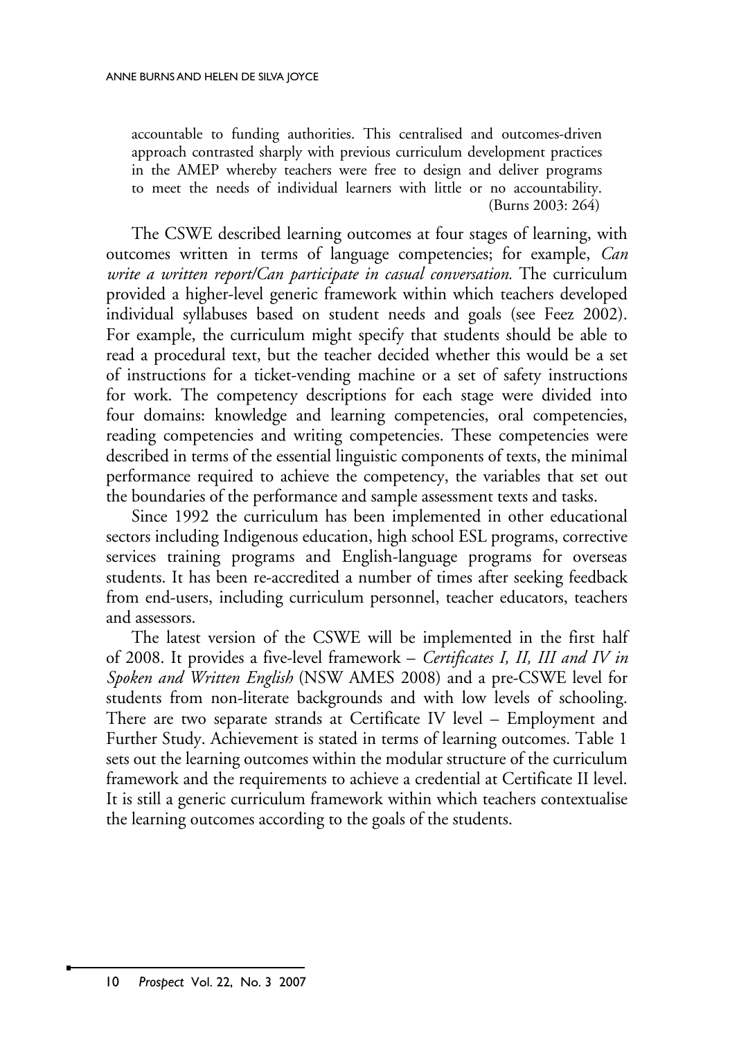> accountable to funding authorities. This centralised and outcomes-driven approach contrasted sharply with previous curriculum development practices in the AMEP whereby teachers were free to design and deliver programs to meet the needs of individual learners with little or no accountability. (Burns 2003: 264)

The CSWE described learning outcomes at four stages of learning, with outcomes written in terms of language competencies; for example, *Can write a written report/Can participate in casual conversation.* The curriculum provided a higher-level generic framework within which teachers developed individual syllabuses based on student needs and goals (see Feez 2002). For example, the curriculum might specify that students should be able to read a procedural text, but the teacher decided whether this would be a set of instructions for a ticket-vending machine or a set of safety instructions for work. The competency descriptions for each stage were divided into four domains: knowledge and learning competencies, oral competencies, reading competencies and writing competencies. These competencies were described in terms of the essential linguistic components of texts, the minimal performance required to achieve the competency, the variables that set out the boundaries of the performance and sample assessment texts and tasks.

Since 1992 the curriculum has been implemented in other educational sectors including Indigenous education, high school ESL programs, corrective services training programs and English-language programs for overseas students. It has been re-accredited a number of times after seeking feedback from end-users, including curriculum personnel, teacher educators, teachers and assessors.

The latest version of the CSWE will be implemented in the first half of 2008. It provides a five-level framework – *Certificates I, II, III and IV in Spoken and Written English* (NSW AMES 2008) and a pre-CSWE level for students from non-literate backgrounds and with low levels of schooling. There are two separate strands at Certificate IV level – Employment and Further Study. Achievement is stated in terms of learning outcomes. Table 1 sets out the learning outcomes within the modular structure of the curriculum framework and the requirements to achieve a credential at Certificate II level. It is still a generic curriculum framework within which teachers contextualise the learning outcomes according to the goals of the students.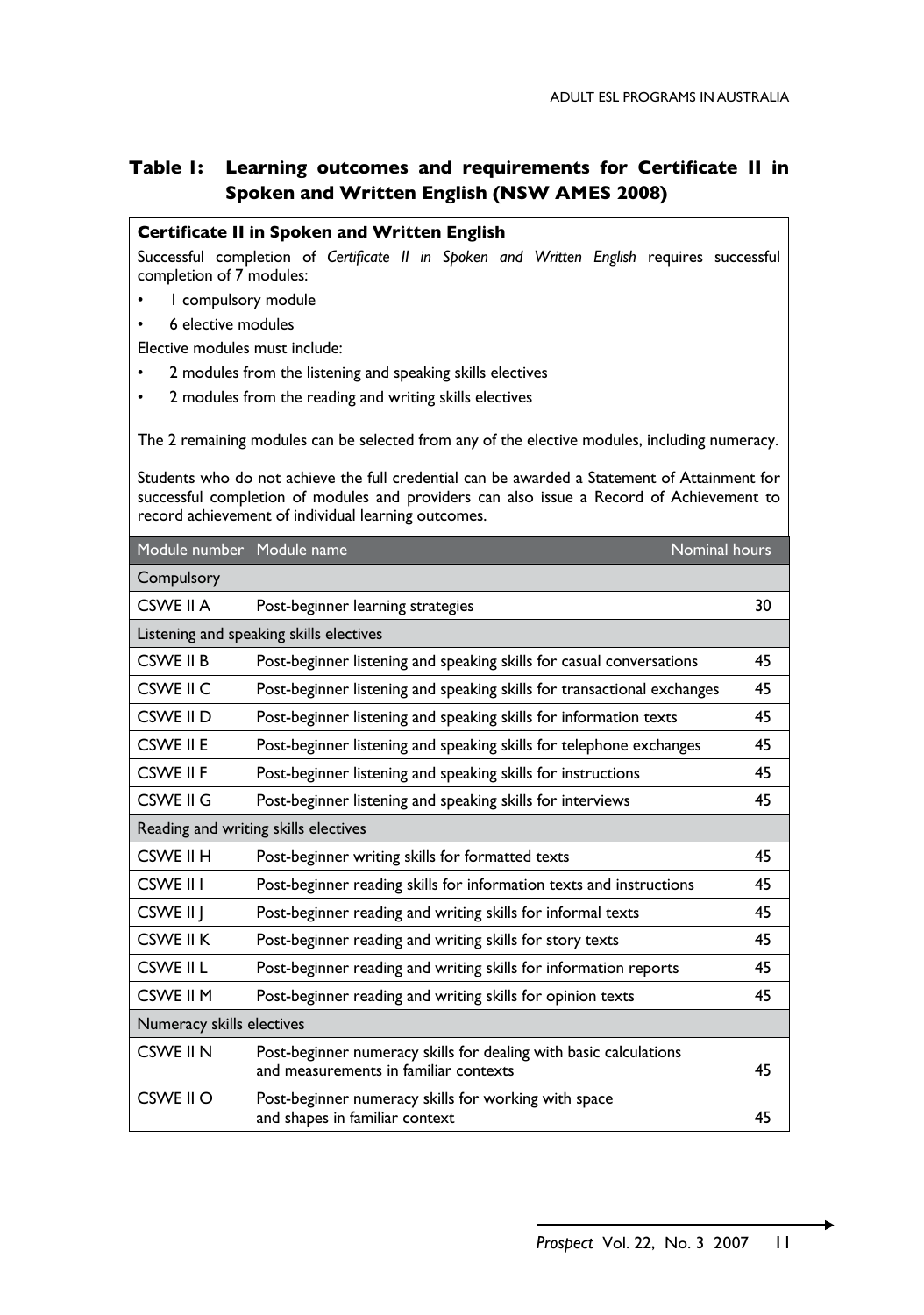### Table 1: Learning outcomes and requirements for Certificate II in Spoken and Written English (NSW AMES 2008)

**Certificate II in Spoken and Written English**

Successful completion of *Certificate II in Spoken and Written English* requires successful completion of 7 modules:

- 1 compulsory module
- 6 elective modules

Elective modules must include:

- 2 modules from the listening and speaking skills electives
- 2 modules from the reading and writing skills electives

The 2 remaining modules can be selected from any of the elective modules, including numeracy.

Students who do not achieve the full credential can be awarded a Statement of Attainment for successful completion of modules and providers can also issue a Record of Achievement to record achievement of individual learning outcomes.

| Module number | Module name | Nominal hours |
|---|---|---|
| **Compulsory** | | |
| CSWE II A | Post-beginner learning strategies | 30 |
| **Listening and speaking skills electives** | | |
| CSWE II B | Post-beginner listening and speaking skills for casual conversations | 45 |
| CSWE II C | Post-beginner listening and speaking skills for transactional exchanges | 45 |
| CSWE II D | Post-beginner listening and speaking skills for information texts | 45 |
| CSWE II E | Post-beginner listening and speaking skills for telephone exchanges | 45 |
| CSWE II F | Post-beginner listening and speaking skills for instructions | 45 |
| CSWE II G | Post-beginner listening and speaking skills for interviews | 45 |
| **Reading and writing skills electives** | | |
| CSWE II H | Post-beginner writing skills for formatted texts | 45 |
| CSWE II I | Post-beginner reading skills for information texts and instructions | 45 |
| CSWE II J | Post-beginner reading and writing skills for informal texts | 45 |
| CSWE II K | Post-beginner reading and writing skills for story texts | 45 |
| CSWE II L | Post-beginner reading and writing skills for information reports | 45 |
| CSWE II M | Post-beginner reading and writing skills for opinion texts | 45 |
| **Numeracy skills electives** | | |
| CSWE II N | Post-beginner numeracy skills for dealing with basic calculations and measurements in familiar contexts | 45 |
| CSWE II O | Post-beginner numeracy skills for working with space and shapes in familiar context | 45 |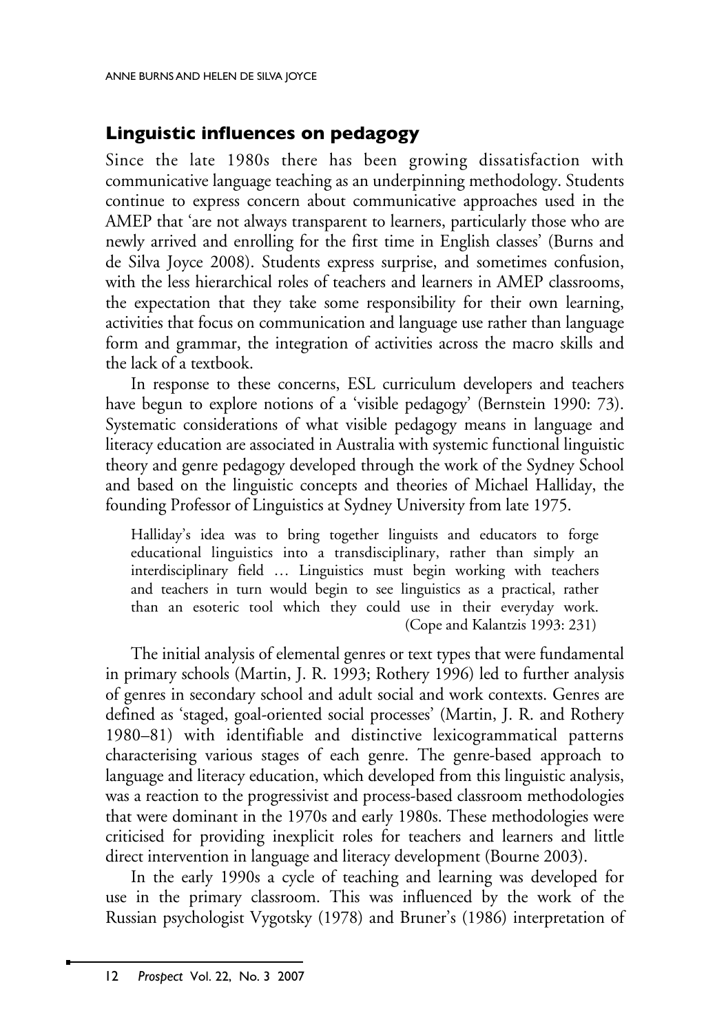## Linguistic influences on pedagogy

Since the late 1980s there has been growing dissatisfaction with communicative language teaching as an underpinning methodology. Students continue to express concern about communicative approaches used in the AMEP that 'are not always transparent to learners, particularly those who are newly arrived and enrolling for the first time in English classes' (Burns and de Silva Joyce 2008). Students express surprise, and sometimes confusion, with the less hierarchical roles of teachers and learners in AMEP classrooms, the expectation that they take some responsibility for their own learning, activities that focus on communication and language use rather than language form and grammar, the integration of activities across the macro skills and the lack of a textbook.

In response to these concerns, ESL curriculum developers and teachers have begun to explore notions of a 'visible pedagogy' (Bernstein 1990: 73). Systematic considerations of what visible pedagogy means in language and literacy education are associated in Australia with systemic functional linguistic theory and genre pedagogy developed through the work of the Sydney School and based on the linguistic concepts and theories of Michael Halliday, the founding Professor of Linguistics at Sydney University from late 1975.

> Halliday's idea was to bring together linguists and educators to forge educational linguistics into a transdisciplinary, rather than simply an interdisciplinary field … Linguistics must begin working with teachers and teachers in turn would begin to see linguistics as a practical, rather than an esoteric tool which they could use in their everyday work. (Cope and Kalantzis 1993: 231)

The initial analysis of elemental genres or text types that were fundamental in primary schools (Martin, J. R. 1993; Rothery 1996) led to further analysis of genres in secondary school and adult social and work contexts. Genres are defined as 'staged, goal-oriented social processes' (Martin, J. R. and Rothery 1980–81) with identifiable and distinctive lexicogrammatical patterns characterising various stages of each genre. The genre-based approach to language and literacy education, which developed from this linguistic analysis, was a reaction to the progressivist and process-based classroom methodologies that were dominant in the 1970s and early 1980s. These methodologies were criticised for providing inexplicit roles for teachers and learners and little direct intervention in language and literacy development (Bourne 2003).

In the early 1990s a cycle of teaching and learning was developed for use in the primary classroom. This was influenced by the work of the Russian psychologist Vygotsky (1978) and Bruner's (1986) interpretation of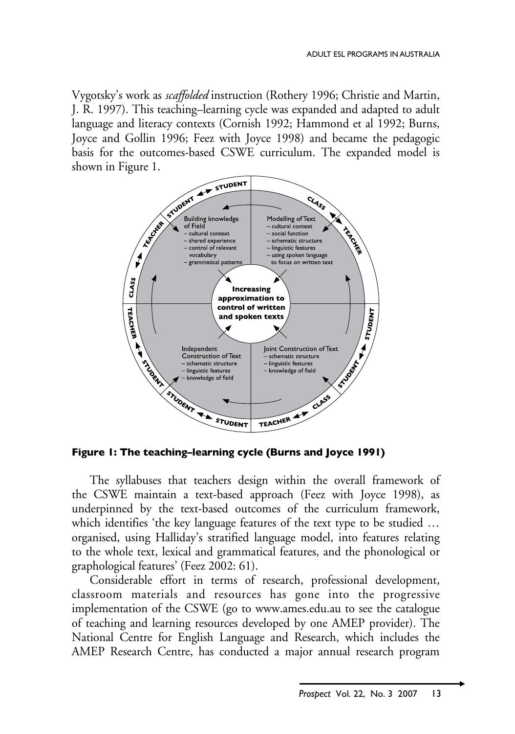Vygotsky's work as *scaffolded* instruction (Rothery 1996; Christie and Martin, J. R. 1997). This teaching–learning cycle was expanded and adapted to adult language and literacy contexts (Cornish 1992; Hammond et al 1992; Burns, Joyce and Gollin 1996; Feez with Joyce 1998) and became the pedagogic basis for the outcomes-based CSWE curriculum. The expanded model is shown in Figure 1.

**Figure 1: The teaching–learning cycle (Burns and Joyce 1991)**

The syllabuses that teachers design within the overall framework of the CSWE maintain a text-based approach (Feez with Joyce 1998), as underpinned by the text-based outcomes of the curriculum framework, which identifies 'the key language features of the text type to be studied … organised, using Halliday's stratified language model, into features relating to the whole text, lexical and grammatical features, and the phonological or graphological features' (Feez 2002: 61).

Considerable effort in terms of research, professional development, classroom materials and resources has gone into the progressive implementation of the CSWE (go to www.ames.edu.au to see the catalogue of teaching and learning resources developed by one AMEP provider). The National Centre for English Language and Research, which includes the AMEP Research Centre, has conducted a major annual research program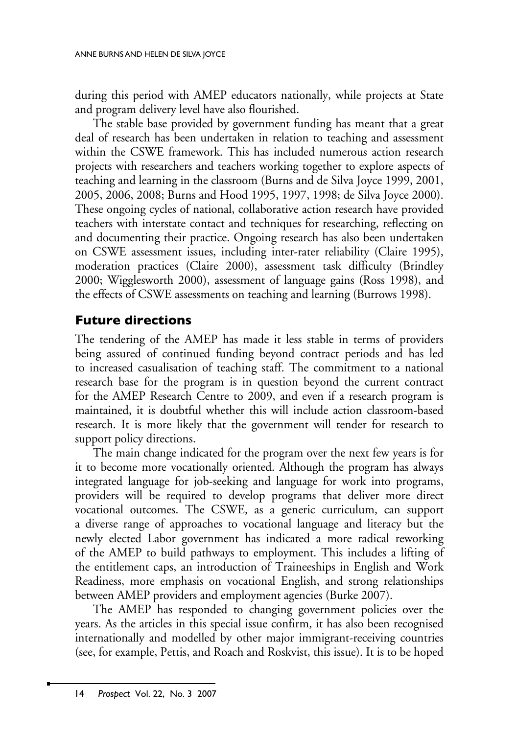during this period with AMEP educators nationally, while projects at State and program delivery level have also flourished.

The stable base provided by government funding has meant that a great deal of research has been undertaken in relation to teaching and assessment within the CSWE framework. This has included numerous action research projects with researchers and teachers working together to explore aspects of teaching and learning in the classroom (Burns and de Silva Joyce 1999, 2001, 2005, 2006, 2008; Burns and Hood 1995, 1997, 1998; de Silva Joyce 2000). These ongoing cycles of national, collaborative action research have provided teachers with interstate contact and techniques for researching, reflecting on and documenting their practice. Ongoing research has also been undertaken on CSWE assessment issues, including inter-rater reliability (Claire 1995), moderation practices (Claire 2000), assessment task difficulty (Brindley 2000; Wigglesworth 2000), assessment of language gains (Ross 1998), and the effects of CSWE assessments on teaching and learning (Burrows 1998).

## Future directions

The tendering of the AMEP has made it less stable in terms of providers being assured of continued funding beyond contract periods and has led to increased casualisation of teaching staff. The commitment to a national research base for the program is in question beyond the current contract for the AMEP Research Centre to 2009, and even if a research program is maintained, it is doubtful whether this will include action classroom-based research. It is more likely that the government will tender for research to support policy directions.

The main change indicated for the program over the next few years is for it to become more vocationally oriented. Although the program has always integrated language for job-seeking and language for work into programs, providers will be required to develop programs that deliver more direct vocational outcomes. The CSWE, as a generic curriculum, can support a diverse range of approaches to vocational language and literacy but the newly elected Labor government has indicated a more radical reworking of the AMEP to build pathways to employment. This includes a lifting of the entitlement caps, an introduction of Traineeships in English and Work Readiness, more emphasis on vocational English, and strong relationships between AMEP providers and employment agencies (Burke 2007).

The AMEP has responded to changing government policies over the years. As the articles in this special issue confirm, it has also been recognised internationally and modelled by other major immigrant-receiving countries (see, for example, Pettis, and Roach and Roskvist, this issue). It is to be hoped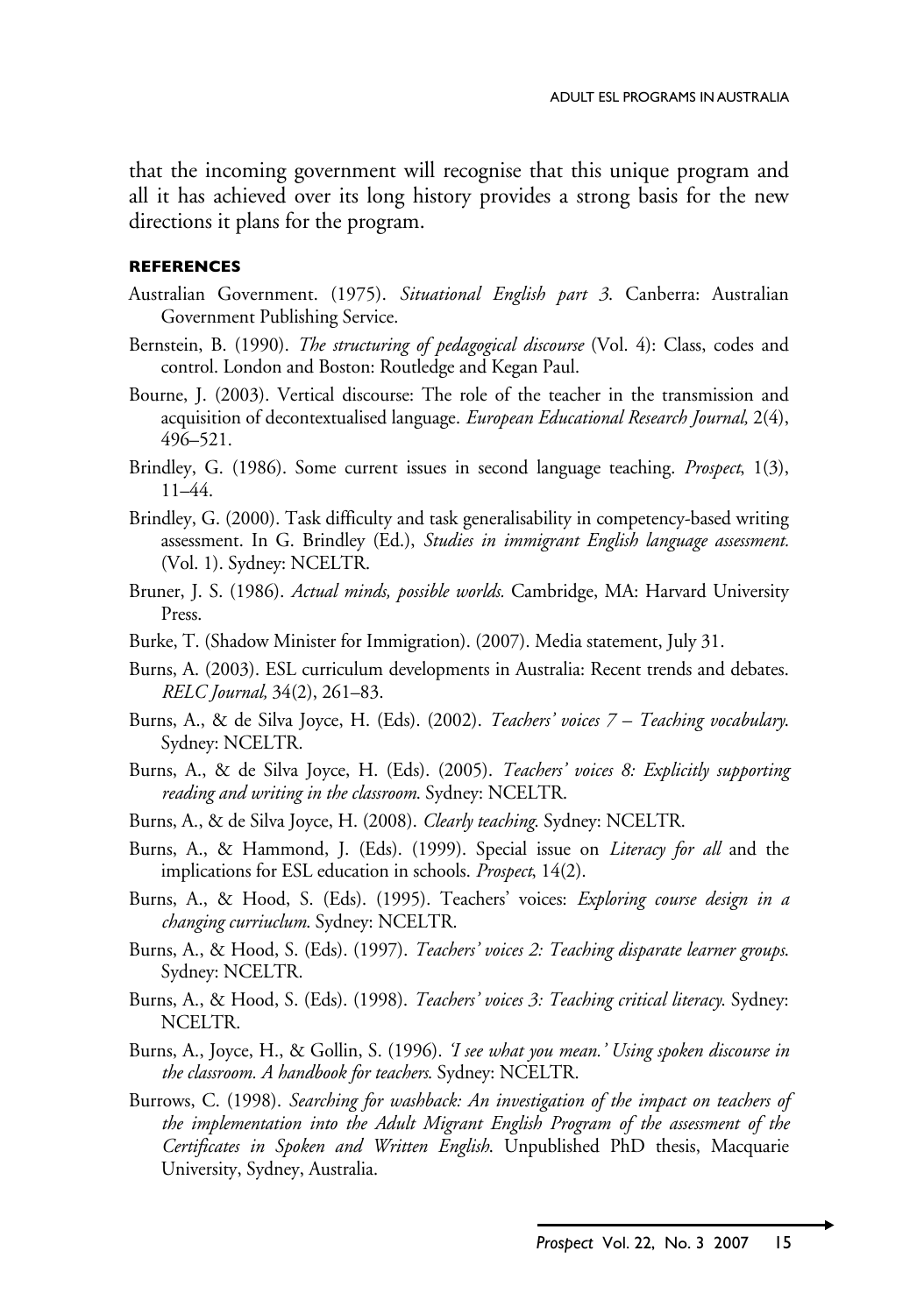that the incoming government will recognise that this unique program and all it has achieved over its long history provides a strong basis for the new directions it plans for the program.

## REFERENCES

Australian Government. (1975). *Situational English part 3*. Canberra: Australian Government Publishing Service.

Bernstein, B. (1990). *The structuring of pedagogical discourse* (Vol. 4): Class, codes and control. London and Boston: Routledge and Kegan Paul.

Bourne, J. (2003). Vertical discourse: The role of the teacher in the transmission and acquisition of decontextualised language. *European Educational Research Journal,* 2(4), 496–521.

Brindley, G. (1986). Some current issues in second language teaching. *Prospect*, 1(3), 11–44.

Brindley, G. (2000). Task difficulty and task generalisability in competency-based writing assessment. In G. Brindley (Ed.), *Studies in immigrant English language assessment.* (Vol. 1). Sydney: NCELTR.

Bruner, J. S. (1986). *Actual minds, possible worlds.* Cambridge, MA: Harvard University Press.

Burke, T. (Shadow Minister for Immigration). (2007). Media statement, July 31.

Burns, A. (2003). ESL curriculum developments in Australia: Recent trends and debates. *RELC Journal,* 34(2), 261–83.

Burns, A., & de Silva Joyce, H. (Eds). (2002). *Teachers' voices 7 – Teaching vocabulary*. Sydney: NCELTR.

Burns, A., & de Silva Joyce, H. (Eds). (2005). *Teachers' voices 8: Explicitly supporting reading and writing in the classroom*. Sydney: NCELTR.

Burns, A., & de Silva Joyce, H. (2008). *Clearly teaching*. Sydney: NCELTR.

Burns, A., & Hammond, J. (Eds). (1999). Special issue on *Literacy for all* and the implications for ESL education in schools. *Prospect*, 14(2).

Burns, A., & Hood, S. (Eds). (1995). Teachers' voices: *Exploring course design in a changing curriuclum*. Sydney: NCELTR.

Burns, A., & Hood, S. (Eds). (1997). *Teachers' voices 2: Teaching disparate learner groups*. Sydney: NCELTR.

Burns, A., & Hood, S. (Eds). (1998). *Teachers' voices 3: Teaching critical literacy*. Sydney: NCELTR.

Burns, A., Joyce, H., & Gollin, S. (1996). *'I see what you mean.' Using spoken discourse in the classroom. A handbook for teachers*. Sydney: NCELTR.

Burrows, C. (1998). *Searching for washback: An investigation of the impact on teachers of the implementation into the Adult Migrant English Program of the assessment of the Certificates in Spoken and Written English*. Unpublished PhD thesis, Macquarie University, Sydney, Australia.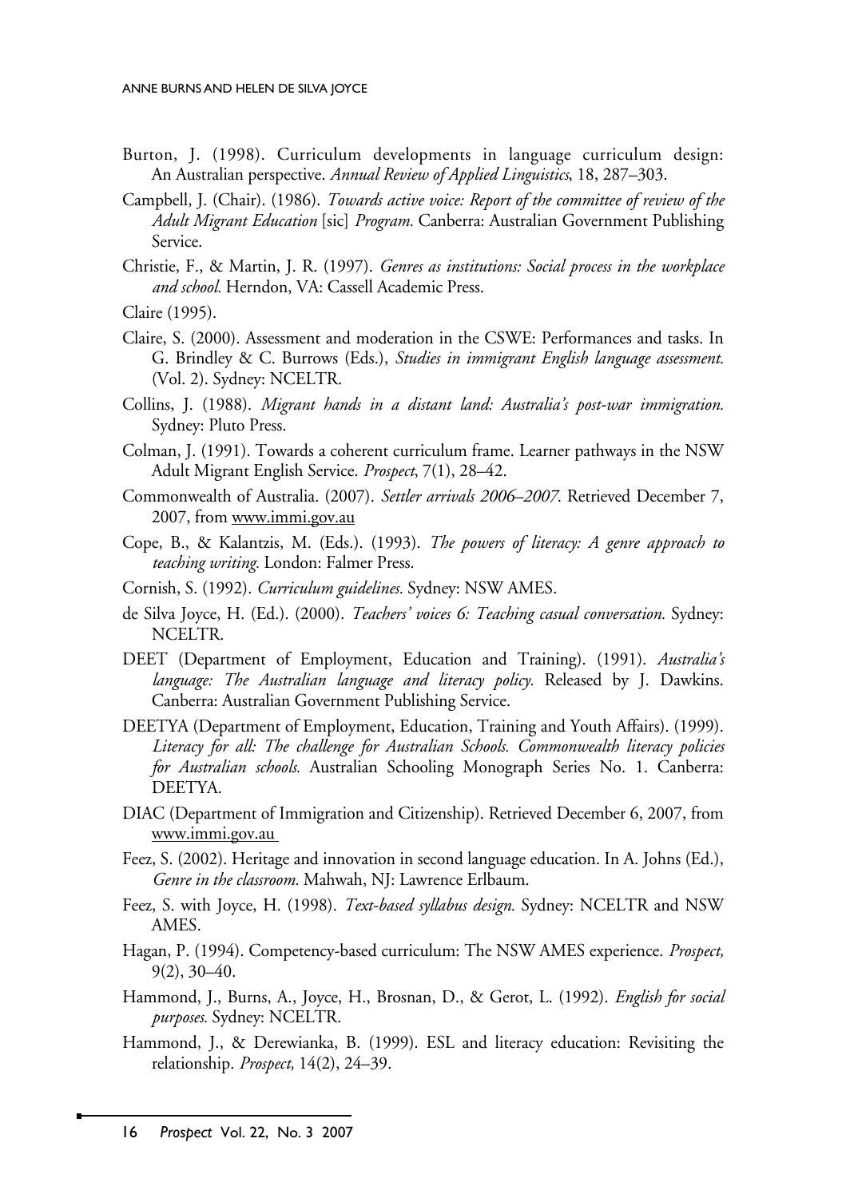Burton, J. (1998). Curriculum developments in language curriculum design: An Australian perspective. *Annual Review of Applied Linguistics*, 18, 287–303.

Campbell, J. (Chair). (1986). *Towards active voice: Report of the committee of review of the Adult Migrant Education* [sic] *Program.* Canberra: Australian Government Publishing Service.

Christie, F., & Martin, J. R. (1997). *Genres as institutions: Social process in the workplace and school.* Herndon, VA: Cassell Academic Press.

Claire (1995).

Claire, S. (2000). Assessment and moderation in the CSWE: Performances and tasks. In G. Brindley & C. Burrows (Eds.), *Studies in immigrant English language assessment.* (Vol. 2). Sydney: NCELTR.

Collins, J. (1988). *Migrant hands in a distant land: Australia's post-war immigration.* Sydney: Pluto Press.

Colman, J. (1991). Towards a coherent curriculum frame. Learner pathways in the NSW Adult Migrant English Service. *Prospect*, 7(1), 28–42.

Commonwealth of Australia. (2007). *Settler arrivals 2006–2007*. Retrieved December 7, 2007, from www.immi.gov.au

Cope, B., & Kalantzis, M. (Eds.). (1993). *The powers of literacy: A genre approach to teaching writing.* London: Falmer Press.

Cornish, S. (1992). *Curriculum guidelines.* Sydney: NSW AMES.

de Silva Joyce, H. (Ed.). (2000). *Teachers' voices 6: Teaching casual conversation.* Sydney: NCELTR.

DEET (Department of Employment, Education and Training). (1991). *Australia's language: The Australian language and literacy policy.* Released by J. Dawkins. Canberra: Australian Government Publishing Service.

DEETYA (Department of Employment, Education, Training and Youth Affairs). (1999). *Literacy for all: The challenge for Australian Schools. Commonwealth literacy policies for Australian schools.* Australian Schooling Monograph Series No. 1. Canberra: DEETYA.

DIAC (Department of Immigration and Citizenship). Retrieved December 6, 2007, from www.immi.gov.au

Feez, S. (2002). Heritage and innovation in second language education. In A. Johns (Ed.), *Genre in the classroom.* Mahwah, NJ: Lawrence Erlbaum.

Feez, S. with Joyce, H. (1998). *Text-based syllabus design.* Sydney: NCELTR and NSW AMES.

Hagan, P. (1994). Competency-based curriculum: The NSW AMES experience. *Prospect,* 9(2), 30–40.

Hammond, J., Burns, A., Joyce, H., Brosnan, D., & Gerot, L. (1992). *English for social purposes.* Sydney: NCELTR.

Hammond, J., & Derewianka, B. (1999). ESL and literacy education: Revisiting the relationship. *Prospect,* 14(2), 24–39.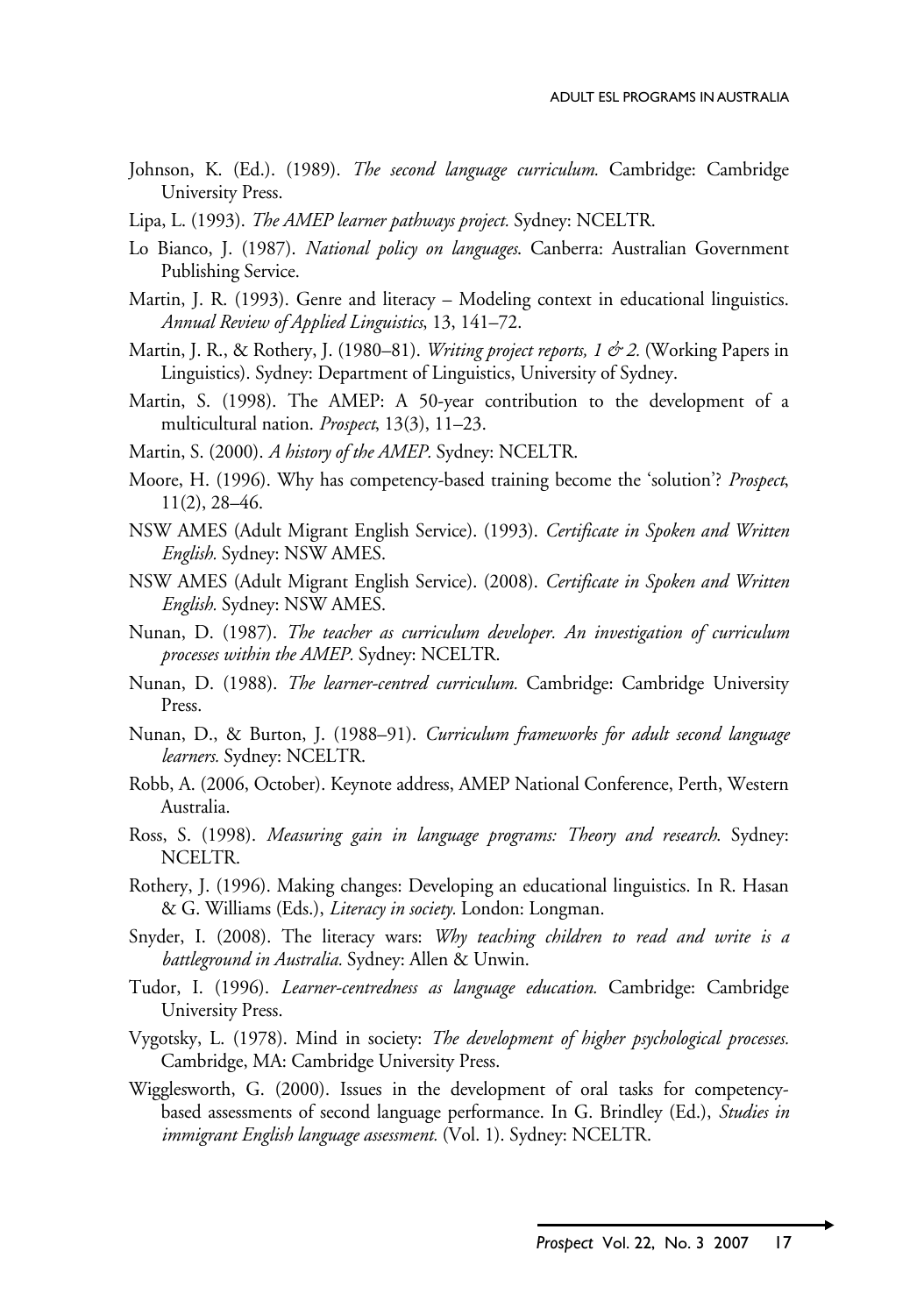Johnson, K. (Ed.). (1989). *The second language curriculum.* Cambridge: Cambridge University Press.

Lipa, L. (1993). *The AMEP learner pathways project.* Sydney: NCELTR.

Lo Bianco, J. (1987). *National policy on languages.* Canberra: Australian Government Publishing Service.

Martin, J. R. (1993). Genre and literacy – Modeling context in educational linguistics. *Annual Review of Applied Linguistics*, 13, 141–72.

Martin, J. R., & Rothery, J. (1980–81). *Writing project reports, 1 & 2.* (Working Papers in Linguistics). Sydney: Department of Linguistics, University of Sydney.

Martin, S. (1998). The AMEP: A 50-year contribution to the development of a multicultural nation. *Prospect*, 13(3), 11–23.

Martin, S. (2000). *A history of the AMEP.* Sydney: NCELTR.

Moore, H. (1996). Why has competency-based training become the 'solution'? *Prospect*, 11(2), 28–46.

NSW AMES (Adult Migrant English Service). (1993). *Certificate in Spoken and Written English.* Sydney: NSW AMES.

NSW AMES (Adult Migrant English Service). (2008). *Certificate in Spoken and Written English.* Sydney: NSW AMES.

Nunan, D. (1987). *The teacher as curriculum developer. An investigation of curriculum processes within the AMEP.* Sydney: NCELTR.

Nunan, D. (1988). *The learner-centred curriculum.* Cambridge: Cambridge University Press.

Nunan, D., & Burton, J. (1988–91). *Curriculum frameworks for adult second language learners.* Sydney: NCELTR.

Robb, A. (2006, October). Keynote address, AMEP National Conference, Perth, Western Australia.

Ross, S. (1998). *Measuring gain in language programs: Theory and research.* Sydney: NCELTR.

Rothery, J. (1996). Making changes: Developing an educational linguistics. In R. Hasan & G. Williams (Eds.), *Literacy in society.* London: Longman.

Snyder, I. (2008). The literacy wars: *Why teaching children to read and write is a battleground in Australia.* Sydney: Allen & Unwin.

Tudor, I. (1996). *Learner-centredness as language education.* Cambridge: Cambridge University Press.

Vygotsky, L. (1978). Mind in society: *The development of higher psychological processes.* Cambridge, MA: Cambridge University Press.

Wigglesworth, G. (2000). Issues in the development of oral tasks for competency-based assessments of second language performance. In G. Brindley (Ed.), *Studies in immigrant English language assessment.* (Vol. 1). Sydney: NCELTR.